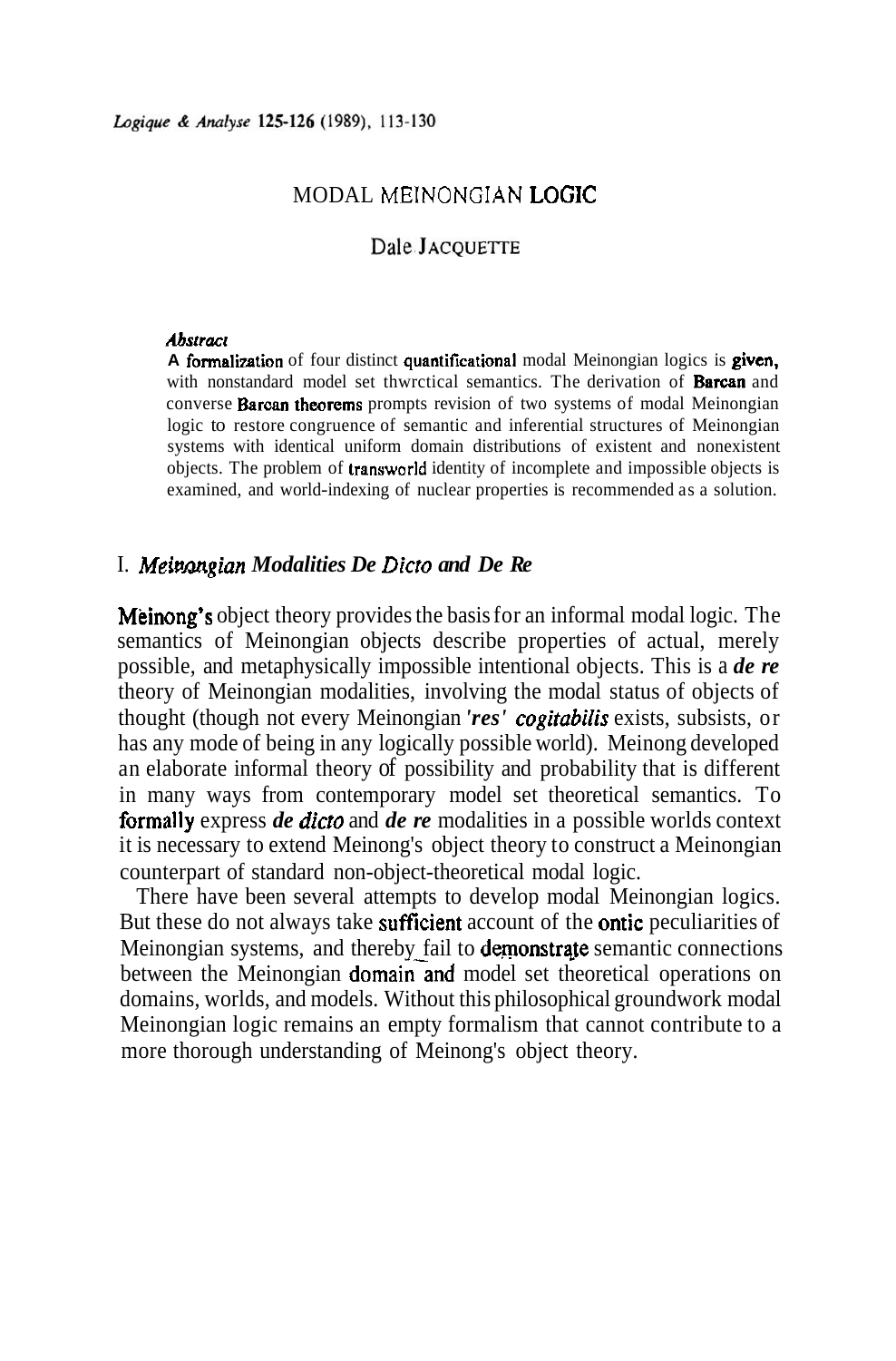# MODAL MEINONGIAN LOGIC

## Dale JACQUETTE

***Abstract***

A formalization of four distinct quantificational modal Meinongian logics is given, with nonstandard model set thwrctical semantics. The derivation of Barcan and converse Barcan theorems prompts revision of two systems of modal Meinongian logic to restore congruence of semantic and inferential structures of Meinongian systems with identical uniform domain distributions of existent and nonexistent objects. The problem of transworld identity of incomplete and impossible objects is examined, and world-indexing of nuclear properties is recommended as a solution.

## I. *Meinongian Modalities De Dicto and De Re*

Meinong's object theory provides the basis for an informal modal logic. The semantics of Meinongian objects describe properties of actual, merely possible, and metaphysically impossible intentional objects. This is a ***de re*** theory of Meinongian modalities, involving the modal status of objects of thought (though not every Meinongian ***'res' cogitabilis*** exists, subsists, or has any mode of being in any logically possible world). Meinong developed an elaborate informal theory of possibility and probability that is different in many ways from contemporary model set theoretical semantics. To formally express ***de dicto*** and ***de re*** modalities in a possible worlds context it is necessary to extend Meinong's object theory to construct a Meinongian counterpart of standard non-object-theoretical modal logic.

There have been several attempts to develop modal Meinongian logics. But these do not always take sufficient account of the ontic peculiarities of Meinongian systems, and thereby fail to demonstrate semantic connections between the Meinongian domain and model set theoretical operations on domains, worlds, and models. Without this philosophical groundwork modal Meinongian logic remains an empty formalism that cannot contribute to a more thorough understanding of Meinong's object theory.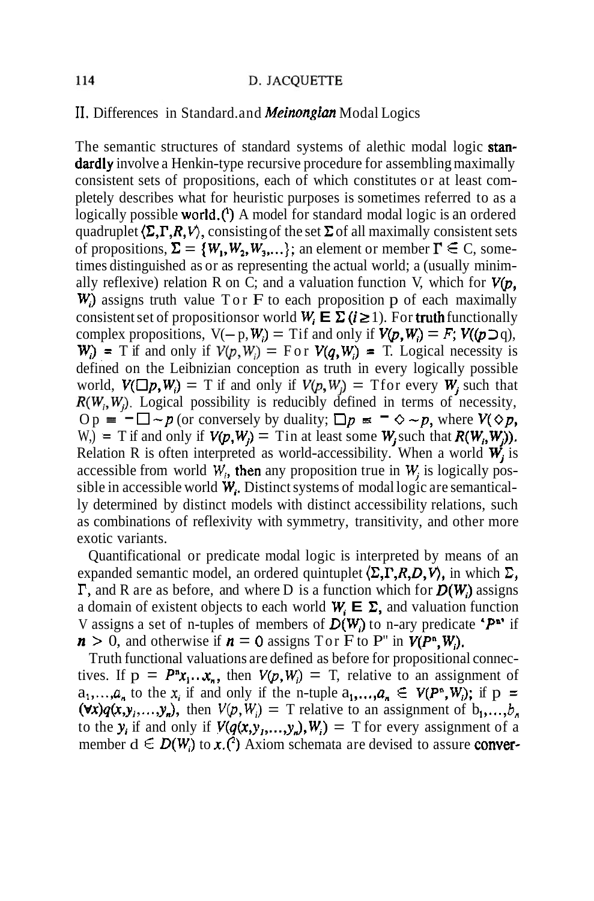## II. Differences in Standard and *Meinongian* Modal Logics

The semantic structures of standard systems of alethic modal logic standardly involve a Henkin-type recursive procedure for assembling maximally consistent sets of propositions, each of which constitutes or at least completely describes what for heuristic purposes is sometimes referred to as a logically possible world.[1] A model for standard modal logic is an ordered quadruplet $\langle \Sigma, \Gamma, R, V \rangle$, consisting of the set $\Sigma$ of all maximally consistent sets of propositions, $\Sigma = \{W_1, W_2, W_3, \ldots\}$; an element or member $\Gamma \in$ C, sometimes distinguished as or as representing the actual world; a (usually minimally reflexive) relation R on C; and a valuation function V, which for $V(p, W_i)$ assigns truth value T or F to each proposition p of each maximally consistent set of propositionsor world $W_i \in \Sigma$ $(i \geq 1)$. For truth functionally complex propositions, $V(-p, W_i) =$ Tif and only if $V(p, W_i) = F$; $V((p \supset q), W_i) =$ T if and only if $V(p, W_i) =$ For $V(q, W_i) =$ T. Logical necessity is defined on the Leibnizian conception as truth in every logically possible world, $V(\Box p, W_i) =$ T if and only if $V(p, W_j) =$ Tfor every $W_j$ such that $R(W_i, W_j)$. Logical possibility is reducibly defined in terms of necessity, $\Diamond p \equiv -\Box \sim p$ (or conversely by duality; $\Box p \equiv - \Diamond \sim p$, where $V(\Diamond p, W_i) =$ T if and only if $V(p, W_j) =$ Tin at least some $W_j$ such that $R(W_i, W_j)$). Relation R is often interpreted as world-accessibility. When a world $W_j$ is accessible from world $W_i$, then any proposition true in $W_j$ is logically possible in accessible world $W_i$. Distinct systems of modal logic are semantically determined by distinct models with distinct accessibility relations, such as combinations of reflexivity with symmetry, transitivity, and other more exotic variants.

Quantificational or predicate modal logic is interpreted by means of an expanded semantic model, an ordered quintuplet $\langle \Sigma, \Gamma, R, D, V \rangle$, in which $\Sigma$, $\Gamma$, and R are as before, and where D is a function which for $D(W_i)$ assigns a domain of existent objects to each world $W_i \in \Sigma$, and valuation function V assigns a set of n-tuples of members of $D(W_i)$ to n-ary predicate '$P^n$' if $n > 0$, and otherwise if $n = 0$ assigns T or F to P" in $V(P^n, W_i)$.

Truth functional valuations are defined as before for propositional connectives. If $p = P^n x_1 \ldots x_n$, then $V(p, W_i) =$ T, relative to an assignment of $a_1, \ldots, a_n$ to the $x_i$ if and only if the n-tuple $a_1, \ldots, a_n \in V(P^n, W_i)$; if $p = (\forall x) q(x, y_1, \ldots, y_n)$, then $V(p, W_i) =$ T relative to an assignment of $b_1, \ldots, b_n$ to the $y_i$ if and only if $V(q(x, y_1, \ldots, y_n), W_i) =$ T for every assignment of a member $d \in D(W_i)$ to $x$.[2] Axiom schemata are devised to assure conver-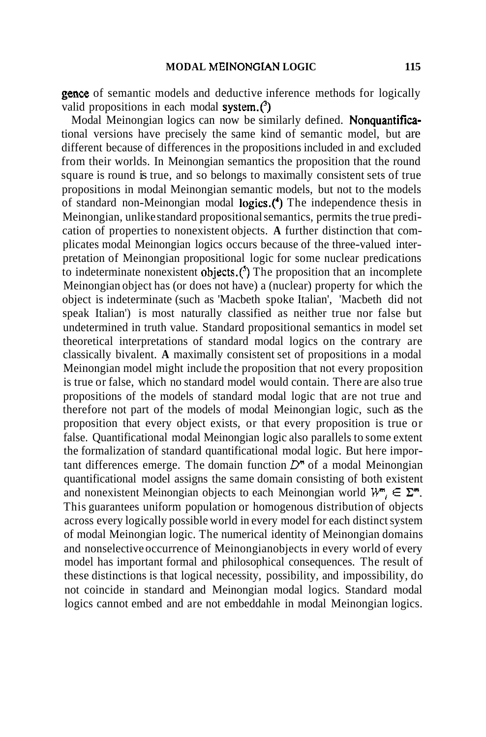gence of semantic models and deductive inference methods for logically valid propositions in each modal system.[3]

Modal Meinongian logics can now be similarly defined. Nonquantificational versions have precisely the same kind of semantic model, but are different because of differences in the propositions included in and excluded from their worlds. In Meinongian semantics the proposition that the round square is round is true, and so belongs to maximally consistent sets of true propositions in modal Meinongian semantic models, but not to the models of standard non-Meinongian modal logics.[4] The independence thesis in Meinongian, unlike standard propositional semantics, permits the true predication of properties to nonexistent objects. A further distinction that complicates modal Meinongian logics occurs because of the three-valued interpretation of Meinongian propositional logic for some nuclear predications to indeterminate nonexistent objects.[5] The proposition that an incomplete Meinongian object has (or does not have) a (nuclear) property for which the object is indeterminate (such as 'Macbeth spoke Italian', 'Macbeth did not speak Italian') is most naturally classified as neither true nor false but undetermined in truth value. Standard propositional semantics in model set theoretical interpretations of standard modal logics on the contrary are classically bivalent. A maximally consistent set of propositions in a modal Meinongian model might include the proposition that not every proposition is true or false, which no standard model would contain. There are also true propositions of the models of standard modal logic that are not true and therefore not part of the models of modal Meinongian logic, such as the proposition that every object exists, or that every proposition is true or false. Quantificational modal Meinongian logic also parallels to some extent the formalization of standard quantificational modal logic. But here important differences emerge. The domain function $D^m$ of a modal Meinongian quantificational model assigns the same domain consisting of both existent and nonexistent Meinongian objects to each Meinongian world $W^m_i \in \Sigma^m$. This guarantees uniform population or homogenous distribution of objects across every logically possible world in every model for each distinct system of modal Meinongian logic. The numerical identity of Meinongian domains and nonselective occurrence of Meinongianobjects in every world of every model has important formal and philosophical consequences. The result of these distinctions is that logical necessity, possibility, and impossibility, do not coincide in standard and Meinongian modal logics. Standard modal logics cannot embed and are not embeddahle in modal Meinongian logics.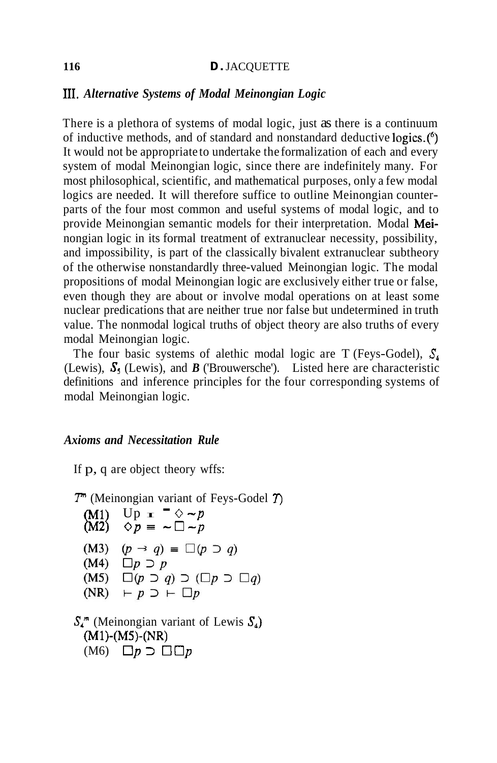## III. *Alternative Systems of Modal Meinongian Logic*

There is a plethora of systems of modal logic, just as there is a continuum of inductive methods, and of standard and nonstandard deductive logics.[6] It would not be appropriate to undertake the formalization of each and every system of modal Meinongian logic, since there are indefinitely many. For most philosophical, scientific, and mathematical purposes, only a few modal logics are needed. It will therefore suffice to outline Meinongian counterparts of the four most common and useful systems of modal logic, and to provide Meinongian semantic models for their interpretation. Modal Meinongian logic in its formal treatment of extranuclear necessity, possibility, and impossibility, is part of the classically bivalent extranuclear subtheory of the otherwise nonstandardly three-valued Meinongian logic. The modal propositions of modal Meinongian logic are exclusively either true or false, even though they are about or involve modal operations on at least some nuclear predications that are neither true nor false but undetermined in truth value. The nonmodal logical truths of object theory are also truths of every modal Meinongian logic.

The four basic systems of alethic modal logic are T (Feys-Godel), $S_4$ (Lewis), $S_5$ (Lewis), and *B* ('Brouwersche'). Listed here are characteristic definitions and inference principles for the four corresponding systems of modal Meinongian logic.

### *Axioms and Necessitation Rule*

If p, q are object theory wffs:

$T^m$ (Meinongian variant of Feys-Godel $T$)

(M1) $\square p \equiv \sim\Diamond\sim p$
(M2) $\Diamond p \equiv \sim\square\sim p$

(M3) $(p \rightarrow q) \equiv \square(p \supset q)$
(M4) $\square p \supset p$
(M5) $\square(p \supset q) \supset (\square p \supset \square q)$
(NR) $\vdash p \supset\ \vdash \square p$

$S_4^m$ (Meinongian variant of Lewis $S_4$)
(M1)-(M5)-(NR)
(M6) $\square p \supset \square\square p$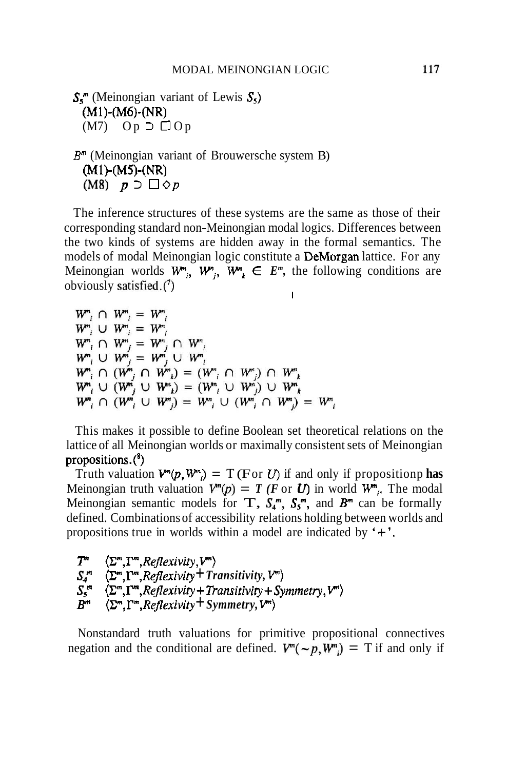$S_5^m$ (Meinongian variant of Lewis $S_5$)
(M1)-(M6)-(NR)
(M7) $\text{O}\, p \supset \Box\, \text{O}\, p$

$B^m$ (Meinongian variant of Brouwersche system B)
(M1)-(M5)-(NR)
(M8) $p \supset \Box \Diamond p$

The inference structures of these systems are the same as those of their corresponding standard non-Meinongian modal logics. Differences between the two kinds of systems are hidden away in the formal semantics. The models of modal Meinongian logic constitute a DeMorgan lattice. For any Meinongian worlds $W^m_i$, $W^m_j$, $W^m_k \in E^m$, the following conditions are obviously satisfied.(7)

$$W^m_i \cap W^m_i = W^m_i$$
$$W^m_i \cup W^m_i = W^m_i$$
$$W^m_i \cap W^m_j = W^m_j \cap W^m_i$$
$$W^m_i \cup W^m_j = W^m_j \cup W^m_i$$
$$W^m_i \cap (W^m_j \cap W^m_k) = (W^m_i \cap W^m_j) \cap W^m_k$$
$$W^m_i \cup (W^m_j \cup W^m_k) = (W^m_i \cup W^m_j) \cup W^m_k$$
$$W^m_i \cap (W^m_i \cup W^m_j) = W^m_i \cup (W^m_i \cap W^m_j) = W^m_i$$

This makes it possible to define Boolean set theoretical relations on the lattice of all Meinongian worlds or maximally consistent sets of Meinongian propositions.(8)

Truth valuation $V^m(p, W^m_i) = T$ ($F$ or $U$) if and only if proposition $p$ has Meinongian truth valuation $V^m(p) = T$ ($F$ or $U$) in world $W^m_i$. The modal Meinongian semantic models for $T$, $S_4^m$, $S_5^m$, and $B^m$ can be formally defined. Combinations of accessibility relations holding between worlds and propositions true in worlds within a model are indicated by '+'.

$T^m$ $\langle \Sigma^m, \Gamma^m, \textit{Reflexivity}, V^m \rangle$
$S_4^m$ $\langle \Sigma^m, \Gamma^m, \textit{Reflexivity} + \textit{Transitivity}, V^m \rangle$
$S_5^m$ $\langle \Sigma^m, \Gamma^m, \textit{Reflexivity} + \textit{Transitivity} + \textit{Symmetry}, V^m \rangle$
$B^m$ $\langle \Sigma^m, \Gamma^m, \textit{Reflexivity} + \textit{Symmetry}, V^m \rangle$

Nonstandard truth valuations for primitive propositional connectives negation and the conditional are defined. $V^m({\sim} p, W^m_i) = T$ if and only if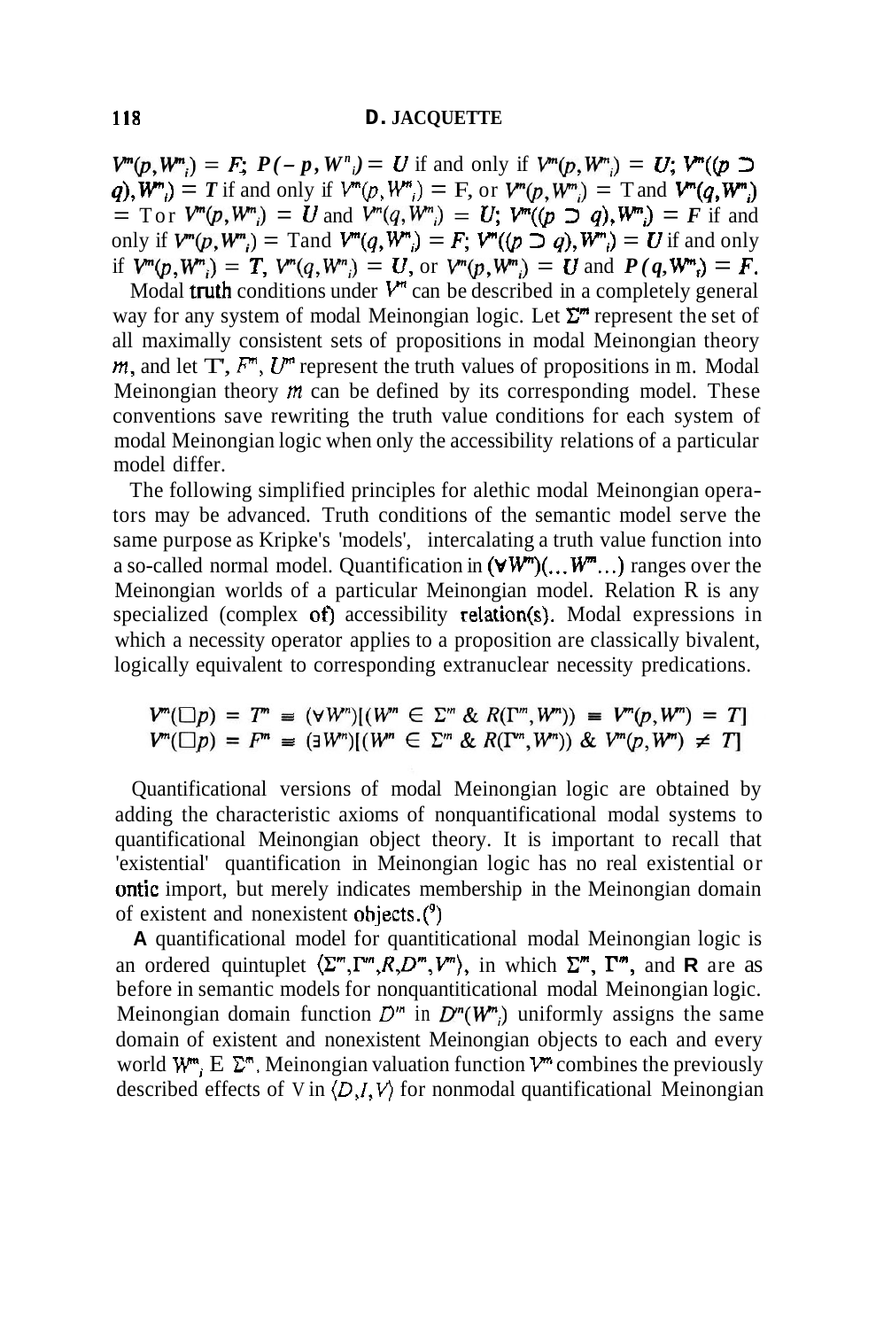$V^m(p,W^m_i) = F$; $P(-p,W^n_i) = U$ if and only if $V^m(p,W^m_i) = U$; $V^m((p \supset q),W^m_i) = T$ if and only if $V^m(p,W^m_i) = F$, or $V^m(p,W^m_i) = T$ and $V^m(q,W^m_i) = T$ or $V^m(p,W^m_i) = U$ and $V^m(q,W^m_i) = U$; $V^m((p \supset q),W^m_i) = F$ if and only if $V^m(p,W^m_i) = T$ and $V^m(q,W^m_i) = F$; $V^m((p \supset q),W^m_i) = U$ if and only if $V^m(p,W^m_i) = T$, $V^m(q,W^m_i) = U$, or $V^m(p,W^m_i) = U$ and $P(q,W^m_i) = F$.

Modal truth conditions under $V^m$ can be described in a completely general way for any system of modal Meinongian logic. Let $\Sigma^m$ represent the set of all maximally consistent sets of propositions in modal Meinongian theory $m$, and let $T^m$, $F^m$, $U^m$ represent the truth values of propositions in m. Modal Meinongian theory $m$ can be defined by its corresponding model. These conventions save rewriting the truth value conditions for each system of modal Meinongian logic when only the accessibility relations of a particular model differ.

The following simplified principles for alethic modal Meinongian operators may be advanced. Truth conditions of the semantic model serve the same purpose as Kripke's 'models', intercalating a truth value function into a so-called normal model. Quantification in $(\forall W^m)(\ldots W^m\ldots)$ ranges over the Meinongian worlds of a particular Meinongian model. Relation R is any specialized (complex of) accessibility relation(s). Modal expressions in which a necessity operator applies to a proposition are classically bivalent, logically equivalent to corresponding extranuclear necessity predications.

$$V^m(\Box p) = T^m \equiv (\forall W^m)[(W^m \in \Sigma^m \;\&\; R(\Gamma^m,W^m)) \equiv V^m(p,W^m) = T]$$
$$V^m(\Box p) = F^m \equiv (\exists W^m)[(W^m \in \Sigma^m \;\&\; R(\Gamma^m,W^m)) \;\&\; V^m(p,W^m) \neq T]$$

Quantificational versions of modal Meinongian logic are obtained by adding the characteristic axioms of nonquantificational modal systems to quantificational Meinongian object theory. It is important to recall that 'existential' quantification in Meinongian logic has no real existential or ontic import, but merely indicates membership in the Meinongian domain of existent and nonexistent objects.(9)

A quantificational model for quantiticational modal Meinongian logic is an ordered quintuplet $\langle \Sigma^m,\Gamma^m,R,D^m,V^m\rangle$, in which $\Sigma^m$, $\Gamma^m$, and R are as before in semantic models for nonquantiticational modal Meinongian logic. Meinongian domain function $D^m$ in $D^m(W^m_i)$ uniformly assigns the same domain of existent and nonexistent Meinongian objects to each and every world $W^m_i \in \Sigma^m$. Meinongian valuation function $V^m$ combines the previously described effects of V in $\langle D,I,V\rangle$ for nonmodal quantificational Meinongian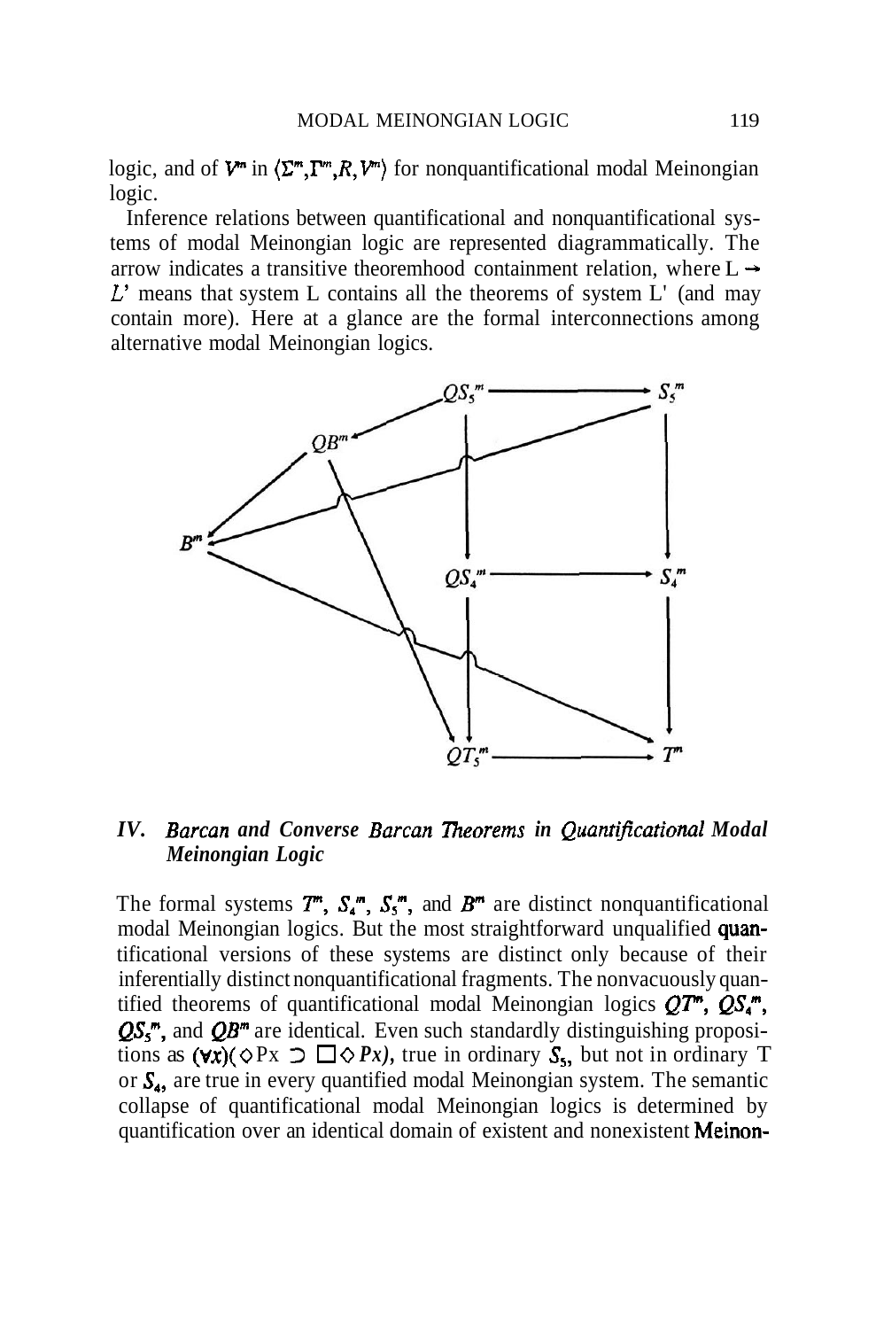logic, and of $V^m$ in $\langle \Sigma^m, \Gamma^m, R, V^m \rangle$ for nonquantificational modal Meinongian logic.

Inference relations between quantificational and nonquantificational systems of modal Meinongian logic are represented diagrammatically. The arrow indicates a transitive theoremhood containment relation, where $L \rightarrow L'$ means that system L contains all the theorems of system L' (and may contain more). Here at a glance are the formal interconnections among alternative modal Meinongian logics.

## IV. *Barcan and Converse Barcan Theorems in Quantificational Modal Meinongian Logic*

The formal systems $T^m$, $S_4^m$, $S_5^m$, and $B^m$ are distinct nonquantificational modal Meinongian logics. But the most straightforward unqualified quantificational versions of these systems are distinct only because of their inferentially distinct nonquantificational fragments. The nonvacuously quantified theorems of quantificational modal Meinongian logics $QT^m$, $QS_4^m$, $QS_5^m$, and $QB^m$ are identical. Even such standardly distinguishing propositions as $(\forall x)(\Diamond Px \supset \Box\Diamond Px)$, true in ordinary $S_5$, but not in ordinary T or $S_4$, are true in every quantified modal Meinongian system. The semantic collapse of quantificational modal Meinongian logics is determined by quantification over an identical domain of existent and nonexistent Meinon-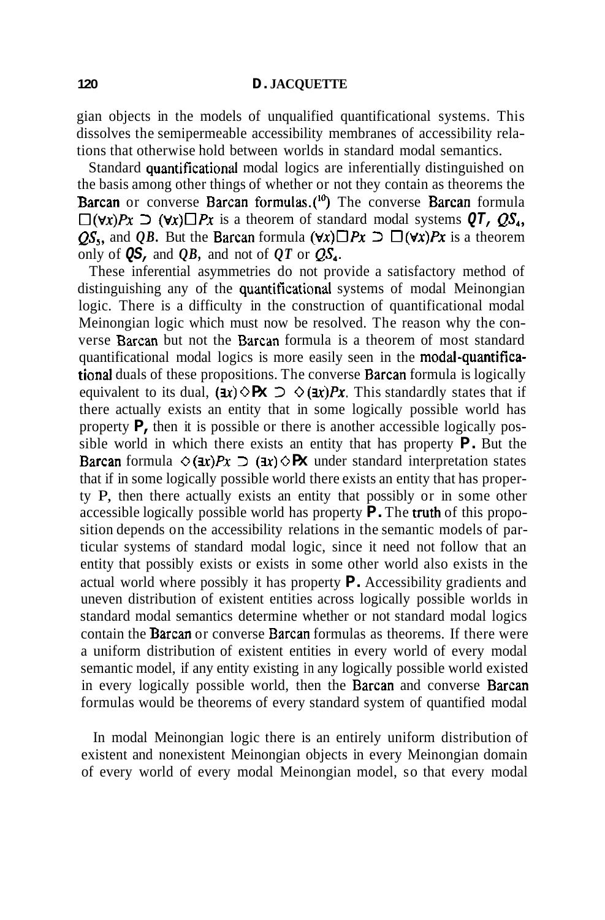gian objects in the models of unqualified quantificational systems. This dissolves the semipermeable accessibility membranes of accessibility relations that otherwise hold between worlds in standard modal semantics.

Standard quantificational modal logics are inferentially distinguished on the basis among other things of whether or not they contain as theorems the Barcan or converse Barcan formulas.[10] The converse Barcan formula $\Box(\forall x)Px \supset (\forall x)\Box Px$ is a theorem of standard modal systems $QT$, $QS_4$, $QS_5$, and $QB$. But the Barcan formula $(\forall x)\Box Px \supset \Box(\forall x)Px$ is a theorem only of $QS_5$ and $QB$, and not of $QT$ or $QS_4$.

These inferential asymmetries do not provide a satisfactory method of distinguishing any of the quantificational systems of modal Meinongian logic. There is a difficulty in the construction of quantificational modal Meinongian logic which must now be resolved. The reason why the converse Barcan but not the Barcan formula is a theorem of most standard quantificational modal logics is more easily seen in the modal-quantificational duals of these propositions. The converse Barcan formula is logically equivalent to its dual, $(\exists x)\Diamond Px \supset \Diamond(\exists x)Px$. This standardly states that if there actually exists an entity that in some logically possible world has property $P$, then it is possible or there is another accessible logically possible world in which there exists an entity that has property $P$. But the Barcan formula $\Diamond(\exists x)Px \supset (\exists x)\Diamond Px$ under standard interpretation states that if in some logically possible world there exists an entity that has property P, then there actually exists an entity that possibly or in some other accessible logically possible world has property $P$. The truth of this proposition depends on the accessibility relations in the semantic models of particular systems of standard modal logic, since it need not follow that an entity that possibly exists or exists in some other world also exists in the actual world where possibly it has property $P$. Accessibility gradients and uneven distribution of existent entities across logically possible worlds in standard modal semantics determine whether or not standard modal logics contain the Barcan or converse Barcan formulas as theorems. If there were a uniform distribution of existent entities in every world of every modal semantic model, if any entity existing in any logically possible world existed in every logically possible world, then the Barcan and converse Barcan formulas would be theorems of every standard system of quantified modal

In modal Meinongian logic there is an entirely uniform distribution of existent and nonexistent Meinongian objects in every Meinongian domain of every world of every modal Meinongian model, so that every modal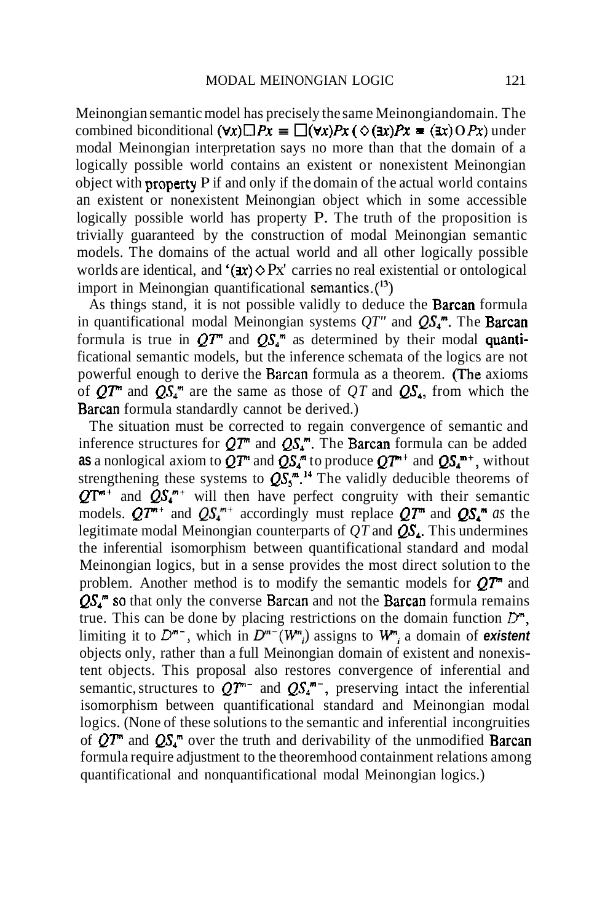Meinongian semantic model has precisely the same Meinongian domain. The combined biconditional $(\forall x)\Box Px \equiv \Box(\forall x)Px$ ($\Diamond(\exists x)Px \equiv (\exists x)\Diamond Px$) under modal Meinongian interpretation says no more than that the domain of a logically possible world contains an existent or nonexistent Meinongian object with property P if and only if the domain of the actual world contains an existent or nonexistent Meinongian object which in some accessible logically possible world has property P. The truth of the proposition is trivially guaranteed by the construction of modal Meinongian semantic models. The domains of the actual world and all other logically possible worlds are identical, and '$(\exists x)\Diamond Px$' carries no real existential or ontological import in Meinongian quantificational semantics.[13]

As things stand, it is not possible validly to deduce the Barcan formula in quantificational modal Meinongian systems $QT^m$ and $QS_4^m$. The Barcan formula is true in $QT^m$ and $QS_4^m$ as determined by their modal quantificational semantic models, but the inference schemata of the logics are not powerful enough to derive the Barcan formula as a theorem. (The axioms of $QT^m$ and $QS_4^m$ are the same as those of $QT$ and $QS_4$, from which the Barcan formula standardly cannot be derived.)

The situation must be corrected to regain convergence of semantic and inference structures for $QT^m$ and $QS_4^m$. The Barcan formula can be added as a nonlogical axiom to $QT^m$ and $QS_4^m$ to produce $QT^{m+}$ and $QS_4^{m+}$, without strengthening these systems to $QS_5^m$.[14] The validly deducible theorems of $QT^{m+}$ and $QS_4^{m+}$ will then have perfect congruity with their semantic models. $QT^{m+}$ and $QS_4^{m+}$ accordingly must replace $QT^m$ and $QS_4^m$ *as* the legitimate modal Meinongian counterparts of $QT$ and $QS_4$. This undermines the inferential isomorphism between quantificational standard and modal Meinongian logics, but in a sense provides the most direct solution to the problem. Another method is to modify the semantic models for $QT^m$ and $QS_4^m$ so that only the converse Barcan and not the Barcan formula remains true. This can be done by placing restrictions on the domain function $D^m$, limiting it to $D^{m-}$, which in $D^{m-}(W^m_i)$ assigns to $W^m_i$ a domain of ***existent*** objects only, rather than a full Meinongian domain of existent and nonexistent objects. This proposal also restores convergence of inferential and semantic structures to $QT^{m-}$ and $QS_4^{m-}$, preserving intact the inferential isomorphism between quantificational standard and Meinongian modal logics. (None of these solutions to the semantic and inferential incongruities of $QT^m$ and $QS_4^m$ over the truth and derivability of the unmodified Barcan formula require adjustment to the theoremhood containment relations among quantificational and nonquantificational modal Meinongian logics.)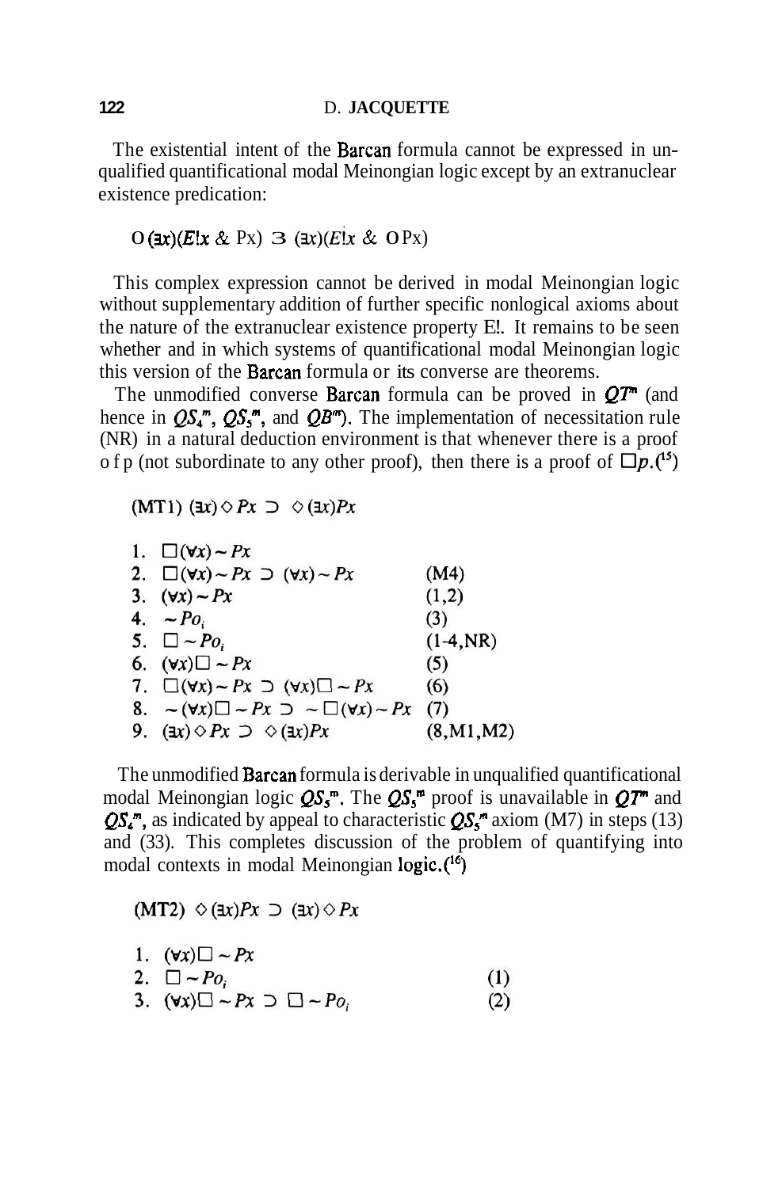The existential intent of the Barcan formula cannot be expressed in unqualified quantificational modal Meinongian logic except by an extranuclear existence predication:

$$\Diamond(\exists x)(E!x \;\&\; Px) \supset (\exists x)(E!x \;\&\; \Diamond Px)$$

This complex expression cannot be derived in modal Meinongian logic without supplementary addition of further specific nonlogical axioms about the nature of the extranuclear existence property E!. It remains to be seen whether and in which systems of quantificational modal Meinongian logic this version of the Barcan formula or its converse are theorems.

The unmodified converse Barcan formula can be proved in $QT^m$ (and hence in $QS_4^m$, $QS_5^m$, and $QB^m$). The implementation of necessitation rule (NR) in a natural deduction environment is that whenever there is a proof of p (not subordinate to any other proof), then there is a proof of $\Box p$.(15)

(MT1) $(\exists x)\Diamond Px \supset \Diamond(\exists x)Px$

| | | |
|---|---|---|
| 1. | $\Box(\forall x)\sim Px$ | |
| 2. | $\Box(\forall x)\sim Px \supset (\forall x)\sim Px$ | (M4) |
| 3. | $(\forall x)\sim Px$ | (1,2) |
| 4. | $\sim Po_i$ | (3) |
| 5. | $\Box\sim Po_i$ | (1-4,NR) |
| 6. | $(\forall x)\Box\sim Px$ | (5) |
| 7. | $\Box(\forall x)\sim Px \supset (\forall x)\Box\sim Px$ | (6) |
| 8. | $\sim(\forall x)\Box\sim Px \supset \sim\Box(\forall x)\sim Px$ | (7) |
| 9. | $(\exists x)\Diamond Px \supset \Diamond(\exists x)Px$ | (8,M1,M2) |

The unmodified Barcan formula is derivable in unqualified quantificational modal Meinongian logic $QS_5^m$. The $QS_5^m$ proof is unavailable in $QT^m$ and $QS_4^m$, as indicated by appeal to characteristic $QS_5^m$ axiom (M7) in steps (13) and (33). This completes discussion of the problem of quantifying into modal contexts in modal Meinongian logic.(16)

(MT2) $\Diamond(\exists x)Px \supset (\exists x)\Diamond Px$

| | | |
|---|---|---|
| 1. | $(\forall x)\Box\sim Px$ | |
| 2. | $\Box\sim Po_i$ | (1) |
| 3. | $(\forall x)\Box\sim Px \supset \Box\sim Po_i$ | (2) |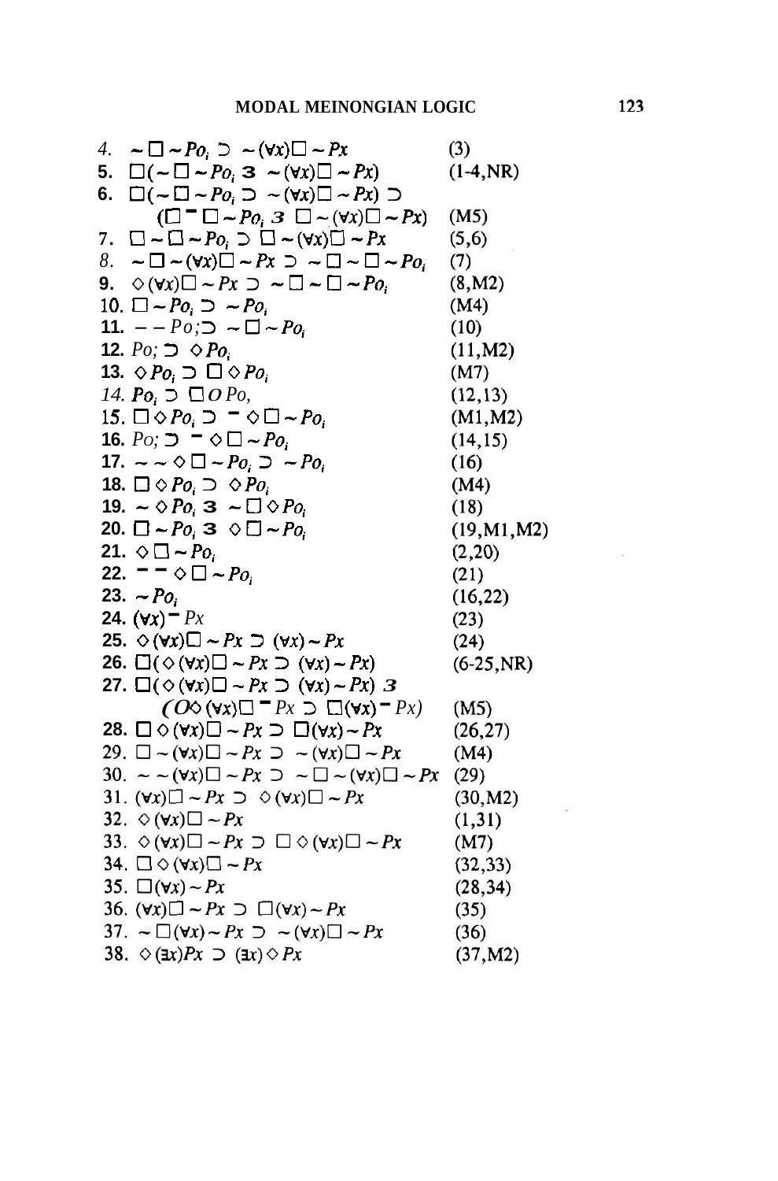| Line | Formula | Justification |
|---|---|---|
| 4. | $\sim\Box\sim Po_i \supset\ \sim(\forall x)\Box\sim Px$ | (3) |
| 5. | $\Box(\sim\Box\sim Po_i \supset\ \sim(\forall x)\Box\sim Px)$ | (1-4,NR) |
| 6. | $\Box(\sim\Box\sim Po_i \supset\ \sim(\forall x)\Box\sim Px) \supset (\Box\sim\Box\sim Po_i \supset \Box\sim(\forall x)\Box\sim Px)$ | (M5) |
| 7. | $\Box\sim\Box\sim Po_i \supset \Box\sim(\forall x)\Box\sim Px$ | (5,6) |
| 8. | $\sim\Box\sim(\forall x)\Box\sim Px \supset\ \sim\Box\sim\Box\sim Po_i$ | (7) |
| 9. | $\Diamond(\forall x)\Box\sim Px \supset\ \sim\Box\sim\Box\sim Po_i$ | (8,M2) |
| 10. | $\Box\sim Po_i \supset\ \sim Po_i$ | (M4) |
| 11. | $\sim\sim Po_i \supset\ \sim\Box\sim Po_i$ | (10) |
| 12. | $Po_i \supset \Diamond Po_i$ | (11,M2) |
| 13. | $\Diamond Po_i \supset \Box\Diamond Po_i$ | (M7) |
| 14. | $Po_i \supset \Box\Diamond Po_i$ | (12,13) |
| 15. | $\Box\Diamond Po_i \supset\ \sim\Diamond\Box\sim Po_i$ | (M1,M2) |
| 16. | $Po_i \supset\ \sim\Diamond\Box\sim Po_i$ | (14,15) |
| 17. | $\sim\sim\Diamond\Box\sim Po_i \supset\ \sim Po_i$ | (16) |
| 18. | $\Box\Diamond Po_i \supset \Diamond Po_i$ | (M4) |
| 19. | $\sim\Diamond Po_i \supset\ \sim\Box\Diamond Po_i$ | (18) |
| 20. | $\Box\sim Po_i \supset \Diamond\Box\sim Po_i$ | (19,M1,M2) |
| 21. | $\Diamond\Box\sim Po_i$ | (2,20) |
| 22. | $\sim\sim\Diamond\Box\sim Po_i$ | (21) |
| 23. | $\sim Po_i$ | (16,22) |
| 24. | $(\forall x)\sim Px$ | (23) |
| 25. | $\Diamond(\forall x)\Box\sim Px \supset (\forall x)\sim Px$ | (24) |
| 26. | $\Box(\Diamond(\forall x)\Box\sim Px \supset (\forall x)\sim Px)$ | (6-25,NR) |
| 27. | $\Box(\Diamond(\forall x)\Box\sim Px \supset (\forall x)\sim Px) \supset (\Box\Diamond(\forall x)\Box\sim Px \supset \Box(\forall x)\sim Px)$ | (M5) |
| 28. | $\Box\Diamond(\forall x)\Box\sim Px \supset \Box(\forall x)\sim Px$ | (26,27) |
| 29. | $\Box\sim(\forall x)\Box\sim Px \supset\ \sim(\forall x)\Box\sim Px$ | (M4) |
| 30. | $\sim\sim(\forall x)\Box\sim Px \supset\ \sim\Box\sim(\forall x)\Box\sim Px$ | (29) |
| 31. | $(\forall x)\Box\sim Px \supset \Diamond(\forall x)\Box\sim Px$ | (30,M2) |
| 32. | $\Diamond(\forall x)\Box\sim Px$ | (1,31) |
| 33. | $\Diamond(\forall x)\Box\sim Px \supset \Box\Diamond(\forall x)\Box\sim Px$ | (M7) |
| 34. | $\Box\Diamond(\forall x)\Box\sim Px$ | (32,33) |
| 35. | $\Box(\forall x)\sim Px$ | (28,34) |
| 36. | $(\forall x)\Box\sim Px \supset \Box(\forall x)\sim Px$ | (35) |
| 37. | $\sim\Box(\forall x)\sim Px \supset\ \sim(\forall x)\Box\sim Px$ | (36) |
| 38. | $\Diamond(\exists x)Px \supset (\exists x)\Diamond Px$ | (37,M2) |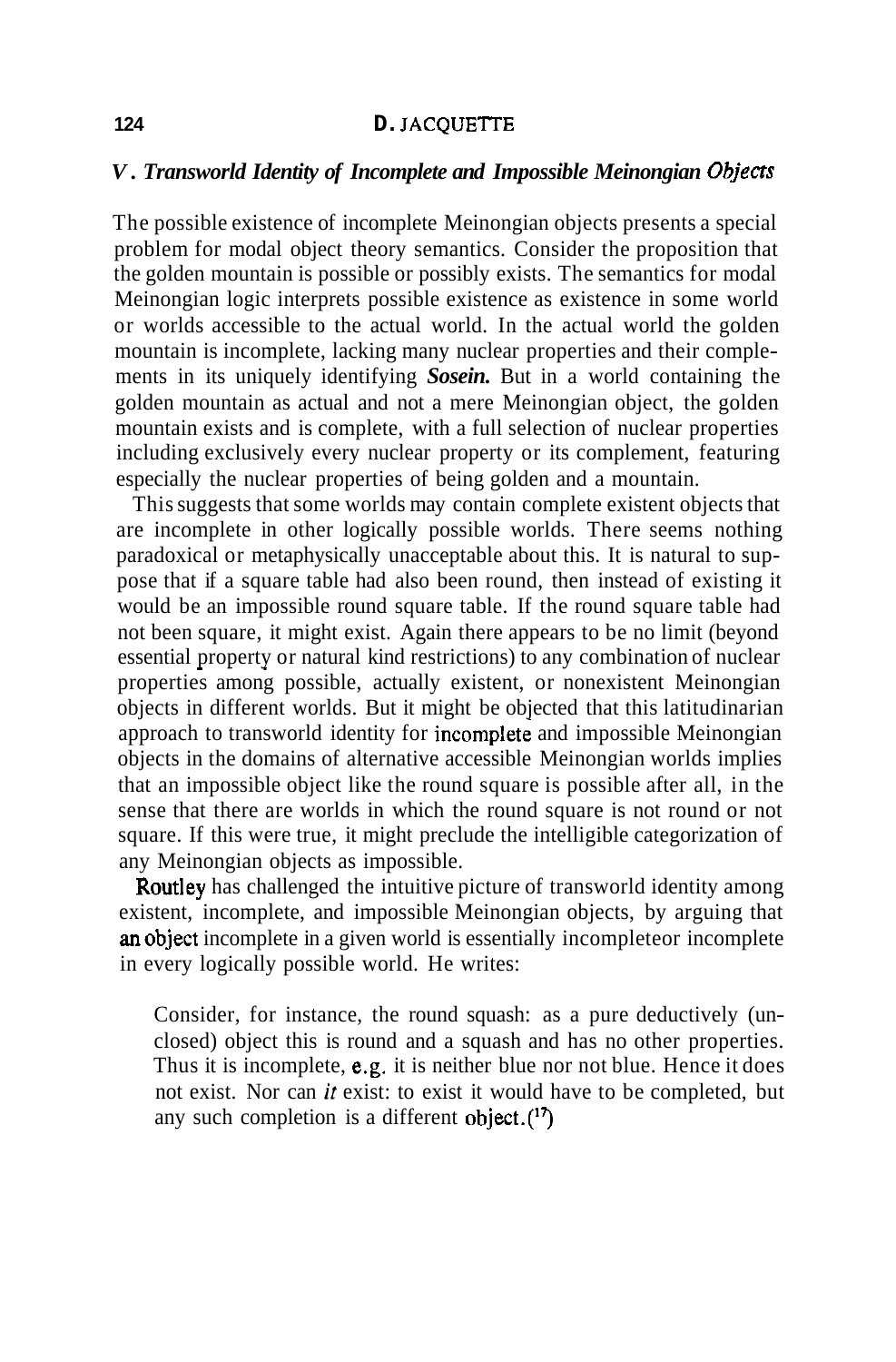### *V. Transworld Identity of Incomplete and Impossible Meinongian Objects*

The possible existence of incomplete Meinongian objects presents a special problem for modal object theory semantics. Consider the proposition that the golden mountain is possible or possibly exists. The semantics for modal Meinongian logic interprets possible existence as existence in some world or worlds accessible to the actual world. In the actual world the golden mountain is incomplete, lacking many nuclear properties and their complements in its uniquely identifying ***Sosein.*** But in a world containing the golden mountain as actual and not a mere Meinongian object, the golden mountain exists and is complete, with a full selection of nuclear properties including exclusively every nuclear property or its complement, featuring especially the nuclear properties of being golden and a mountain.

This suggests that some worlds may contain complete existent objects that are incomplete in other logically possible worlds. There seems nothing paradoxical or metaphysically unacceptable about this. It is natural to suppose that if a square table had also been round, then instead of existing it would be an impossible round square table. If the round square table had not been square, it might exist. Again there appears to be no limit (beyond essential property or natural kind restrictions) to any combination of nuclear properties among possible, actually existent, or nonexistent Meinongian objects in different worlds. But it might be objected that this latitudinarian approach to transworld identity for incomplete and impossible Meinongian objects in the domains of alternative accessible Meinongian worlds implies that an impossible object like the round square is possible after all, in the sense that there are worlds in which the round square is not round or not square. If this were true, it might preclude the intelligible categorization of any Meinongian objects as impossible.

Routley has challenged the intuitive picture of transworld identity among existent, incomplete, and impossible Meinongian objects, by arguing that an object incomplete in a given world is essentially incompleteor incomplete in every logically possible world. He writes:

> Consider, for instance, the round squash: as a pure deductively (unclosed) object this is round and a squash and has no other properties. Thus it is incomplete, e.g. it is neither blue nor not blue. Hence it does not exist. Nor can *it* exist: to exist it would have to be completed, but any such completion is a different object.[17]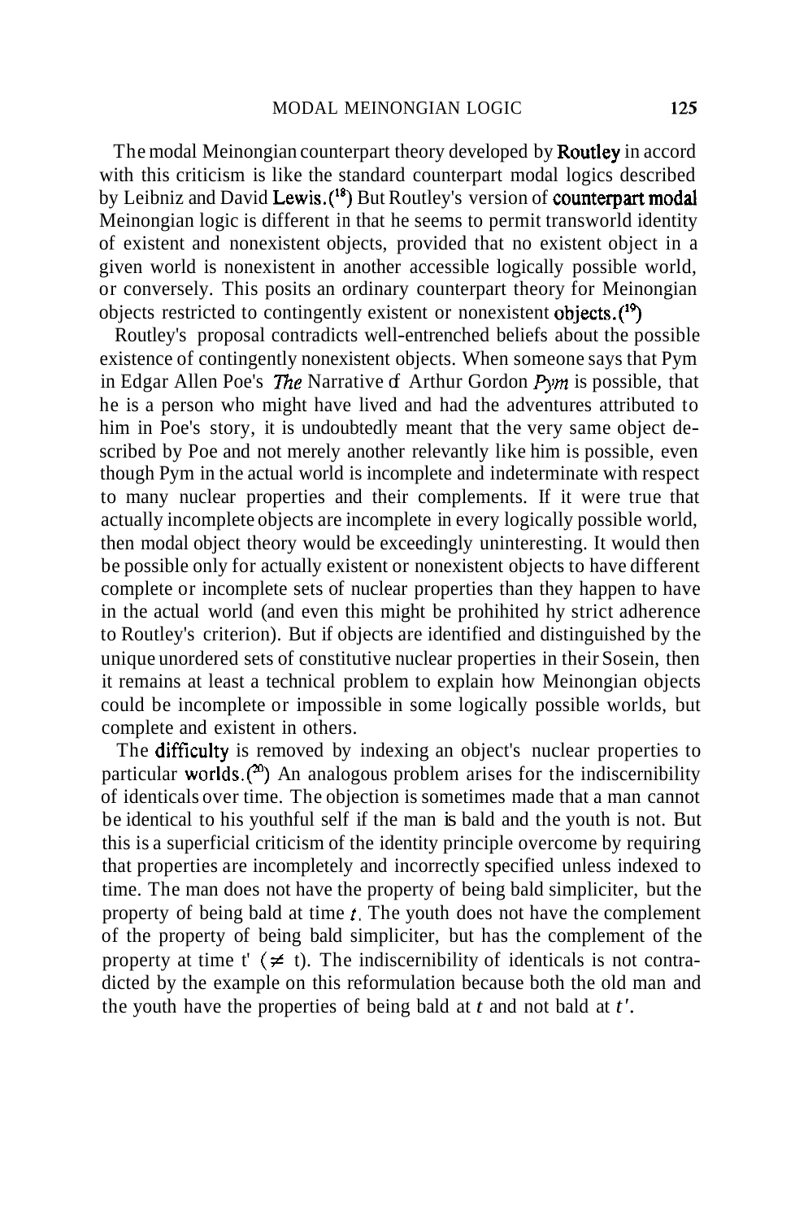The modal Meinongian counterpart theory developed by Routley in accord with this criticism is like the standard counterpart modal logics described by Leibniz and David Lewis.[18] But Routley's version of counterpart modal Meinongian logic is different in that he seems to permit transworld identity of existent and nonexistent objects, provided that no existent object in a given world is nonexistent in another accessible logically possible world, or conversely. This posits an ordinary counterpart theory for Meinongian objects restricted to contingently existent or nonexistent objects.[19]

Routley's proposal contradicts well-entrenched beliefs about the possible existence of contingently nonexistent objects. When someone says that Pym in Edgar Allen Poe's *The Narrative of Arthur Gordon Pym* is possible, that he is a person who might have lived and had the adventures attributed to him in Poe's story, it is undoubtedly meant that the very same object described by Poe and not merely another relevantly like him is possible, even though Pym in the actual world is incomplete and indeterminate with respect to many nuclear properties and their complements. If it were true that actually incomplete objects are incomplete in every logically possible world, then modal object theory would be exceedingly uninteresting. It would then be possible only for actually existent or nonexistent objects to have different complete or incomplete sets of nuclear properties than they happen to have in the actual world (and even this might be prohihited hy strict adherence to Routley's criterion). But if objects are identified and distinguished by the unique unordered sets of constitutive nuclear properties in their Sosein, then it remains at least a technical problem to explain how Meinongian objects could be incomplete or impossible in some logically possible worlds, but complete and existent in others.

The difficulty is removed by indexing an object's nuclear properties to particular worlds.[20] An analogous problem arises for the indiscernibility of identicals over time. The objection is sometimes made that a man cannot be identical to his youthful self if the man is bald and the youth is not. But this is a superficial criticism of the identity principle overcome by requiring that properties are incompletely and incorrectly specified unless indexed to time. The man does not have the property of being bald simpliciter, but the property of being bald at time $t$. The youth does not have the complement of the property of being bald simpliciter, but has the complement of the property at time $t'$ ($\neq t$). The indiscernibility of identicals is not contradicted by the example on this reformulation because both the old man and the youth have the properties of being bald at $t$ and not bald at $t'$.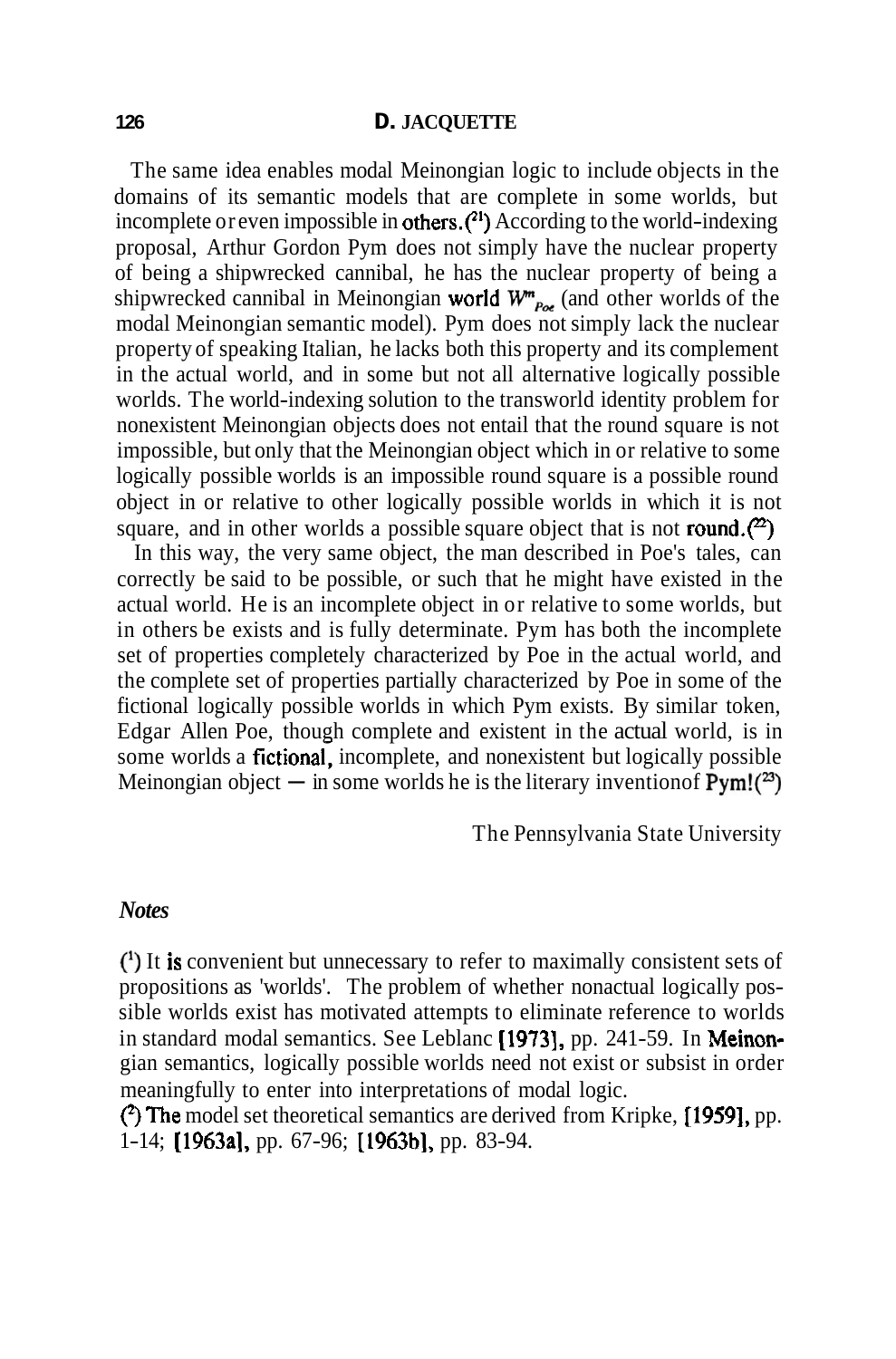The same idea enables modal Meinongian logic to include objects in the domains of its semantic models that are complete in some worlds, but incomplete or even impossible in others.[21] According to the world-indexing proposal, Arthur Gordon Pym does not simply have the nuclear property of being a shipwrecked cannibal, he has the nuclear property of being a shipwrecked cannibal in Meinongian world $W^{m}_{Poe}$ (and other worlds of the modal Meinongian semantic model). Pym does not simply lack the nuclear property of speaking Italian, he lacks both this property and its complement in the actual world, and in some but not all alternative logically possible worlds. The world-indexing solution to the transworld identity problem for nonexistent Meinongian objects does not entail that the round square is not impossible, but only that the Meinongian object which in or relative to some logically possible worlds is an impossible round square is a possible round object in or relative to other logically possible worlds in which it is not square, and in other worlds a possible square object that is not round.[22]

In this way, the very same object, the man described in Poe's tales, can correctly be said to be possible, or such that he might have existed in the actual world. He is an incomplete object in or relative to some worlds, but in others be exists and is fully determinate. Pym has both the incomplete set of properties completely characterized by Poe in the actual world, and the complete set of properties partially characterized by Poe in some of the fictional logically possible worlds in which Pym exists. By similar token, Edgar Allen Poe, though complete and existent in the actual world, is in some worlds a fictional, incomplete, and nonexistent but logically possible Meinongian object — in some worlds he is the literary inventionof Pym![23]

The Pennsylvania State University

### *Notes*

(1) It is convenient but unnecessary to refer to maximally consistent sets of propositions as 'worlds'. The problem of whether nonactual logically possible worlds exist has motivated attempts to eliminate reference to worlds in standard modal semantics. See Leblanc [1973], pp. 241-59. In Meinongian semantics, logically possible worlds need not exist or subsist in order meaningfully to enter into interpretations of modal logic.

(2) The model set theoretical semantics are derived from Kripke, [1959], pp. 1-14; [1963a], pp. 67-96; [1963b], pp. 83-94.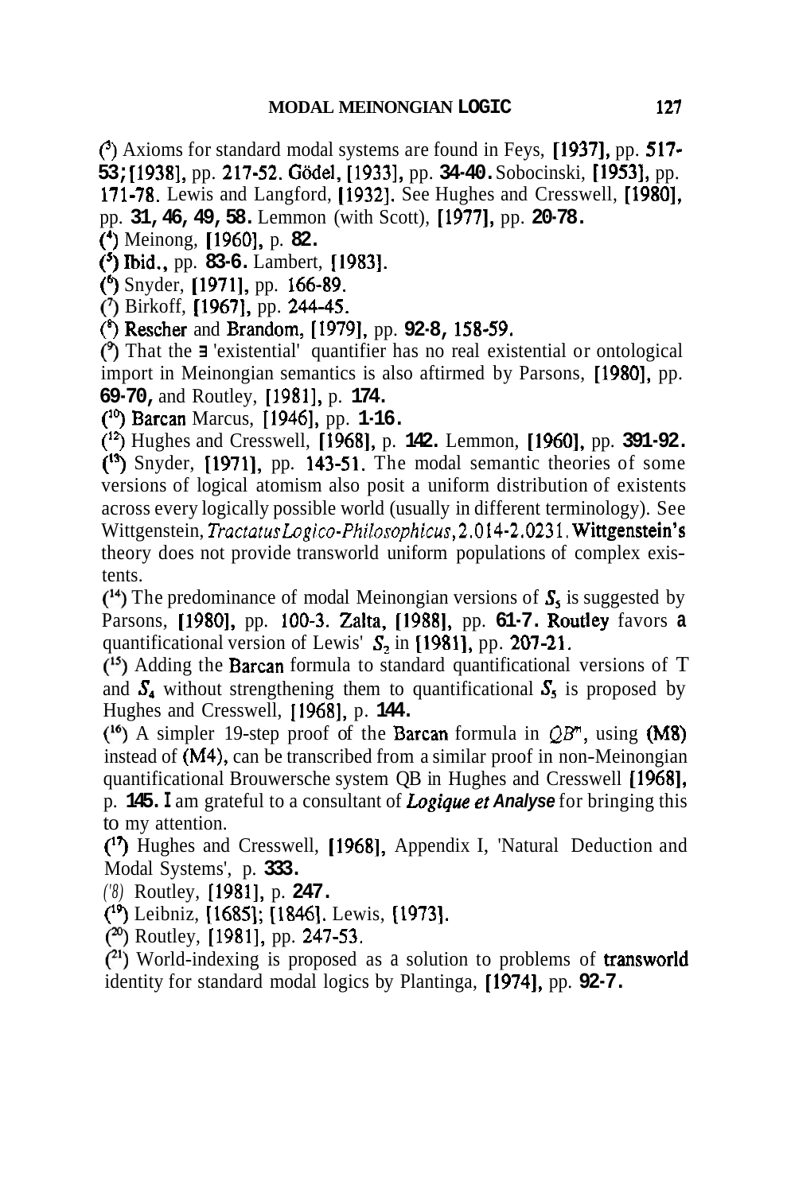(3) Axioms for standard modal systems are found in Feys, [1937], pp. 517-53; [1938], pp. 217-52. Gödel, [1933], pp. 34-40. Sobocinski, [1953], pp. 171-78. Lewis and Langford, [1932]. See Hughes and Cresswell, [1980], pp. 31, 46, 49, 58. Lemmon (with Scott), [1977], pp. 20-78.

(4) Meinong, [1960], p. 82.

(5) Ibid., pp. 83-6. Lambert, [1983].

(6) Snyder, [1971], pp. 166-89.

(7) Birkoff, [1967], pp. 244-45.

(8) Rescher and Brandom, [1979], pp. 92-8, 158-59.

(9) That the ∃ 'existential' quantifier has no real existential or ontological import in Meinongian semantics is also aftirmed by Parsons, [1980], pp. 69-70, and Routley, [1981], p. 174.

(10) Barcan Marcus, [1946], pp. 1-16.

(12) Hughes and Cresswell, [1968], p. 142. Lemmon, [1960], pp. 391-92.

(13) Snyder, [1971], pp. 143-51. The modal semantic theories of some versions of logical atomism also posit a uniform distribution of existents across every logically possible world (usually in different terminology). See Wittgenstein, *Tractatus Logico-Philosophicus*, 2.014-2.0231. Wittgenstein's theory does not provide transworld uniform populations of complex existents.

(14) The predominance of modal Meinongian versions of $S_5$ is suggested by Parsons, [1980], pp. 100-3. Zalta, [1988], pp. 61-7. Routley favors a quantificational version of Lewis' $S_2$ in [1981], pp. 207-21.

(15) Adding the Barcan formula to standard quantificational versions of T and $S_4$ without strengthening them to quantificational $S_5$ is proposed by Hughes and Cresswell, [1968], p. 144.

(16) A simpler 19-step proof of the Barcan formula in $QB^m$, using (M8) instead of (M4), can be transcribed from a similar proof in non-Meinongian quantificational Brouwersche system QB in Hughes and Cresswell [1968], p. 145. I am grateful to a consultant of *Logique et Analyse* for bringing this to my attention.

(17) Hughes and Cresswell, [1968], Appendix I, 'Natural Deduction and Modal Systems', p. 333.

(18) Routley, [1981], p. 247.

(19) Leibniz, [1685]; [1846]. Lewis, [1973].

(20) Routley, [1981], pp. 247-53.

(21) World-indexing is proposed as a solution to problems of transworld identity for standard modal logics by Plantinga, [1974], pp. 92-7.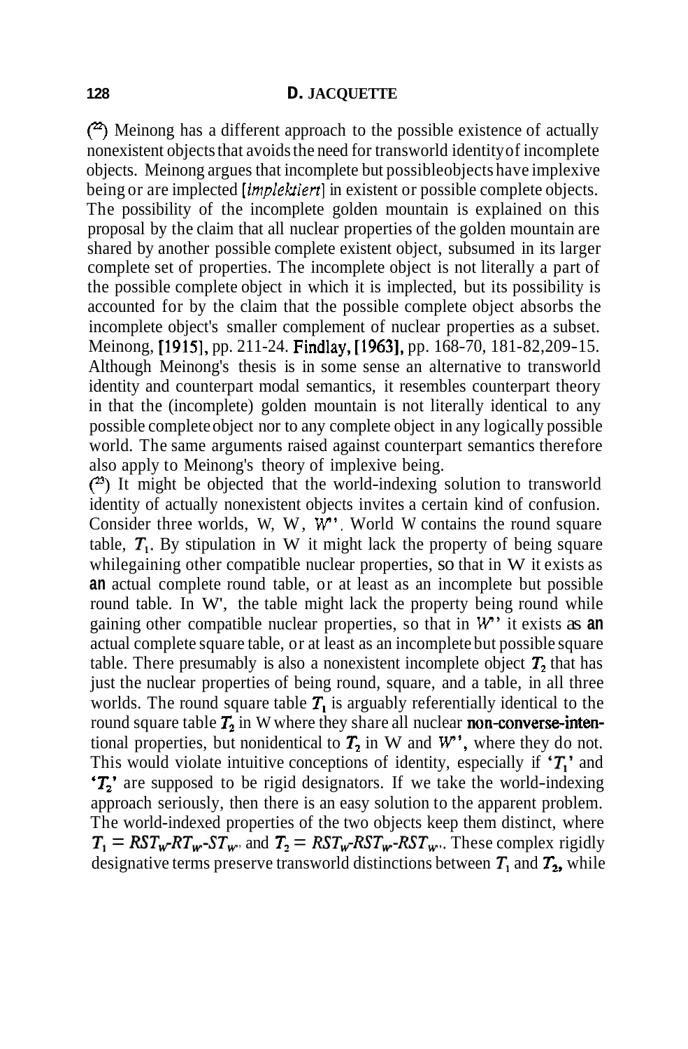([22]) Meinong has a different approach to the possible existence of actually nonexistent objects that avoids the need for transworld identity of incomplete objects. Meinong argues that incomplete but possible objects have implexive being or are implected [*implektiert*] in existent or possible complete objects. The possibility of the incomplete golden mountain is explained on this proposal by the claim that all nuclear properties of the golden mountain are shared by another possible complete existent object, subsumed in its larger complete set of properties. The incomplete object is not literally a part of the possible complete object in which it is implected, but its possibility is accounted for by the claim that the possible complete object absorbs the incomplete object's smaller complement of nuclear properties as a subset. Meinong, [1915], pp. 211-24. Findlay, [1963], pp. 168-70, 181-82, 209-15. Although Meinong's thesis is in some sense an alternative to transworld identity and counterpart modal semantics, it resembles counterpart theory in that the (incomplete) golden mountain is not literally identical to any possible complete object nor to any complete object in any logically possible world. The same arguments raised against counterpart semantics therefore also apply to Meinong's theory of implexive being.

([23]) It might be objected that the world-indexing solution to transworld identity of actually nonexistent objects invites a certain kind of confusion. Consider three worlds, W, W, $W''$. World W contains the round square table, $T_1$. By stipulation in W it might lack the property of being square whilegaining other compatible nuclear properties, so that in W it exists as an actual complete round table, or at least as an incomplete but possible round table. In W', the table might lack the property being round while gaining other compatible nuclear properties, so that in $W''$ it exists as an actual complete square table, or at least as an incomplete but possible square table. There presumably is also a nonexistent incomplete object $T_2$ that has just the nuclear properties of being round, square, and a table, in all three worlds. The round square table $T_1$ is arguably referentially identical to the round square table $T_2$ in W where they share all nuclear non-converse-intentional properties, but nonidentical to $T_2$ in W and $W''$, where they do not. This would violate intuitive conceptions of identity, especially if '$T_1$' and '$T_2$' are supposed to be rigid designators. If we take the world-indexing approach seriously, then there is an easy solution to the apparent problem. The world-indexed properties of the two objects keep them distinct, where $T_1 = RST_w\text{-}RT_w\text{-}ST_{w'}$ and $T_2 = RST_w\text{-}RST_w\text{-}RST_{w''}$. These complex rigidly designative terms preserve transworld distinctions between $T_1$ and $T_2$, while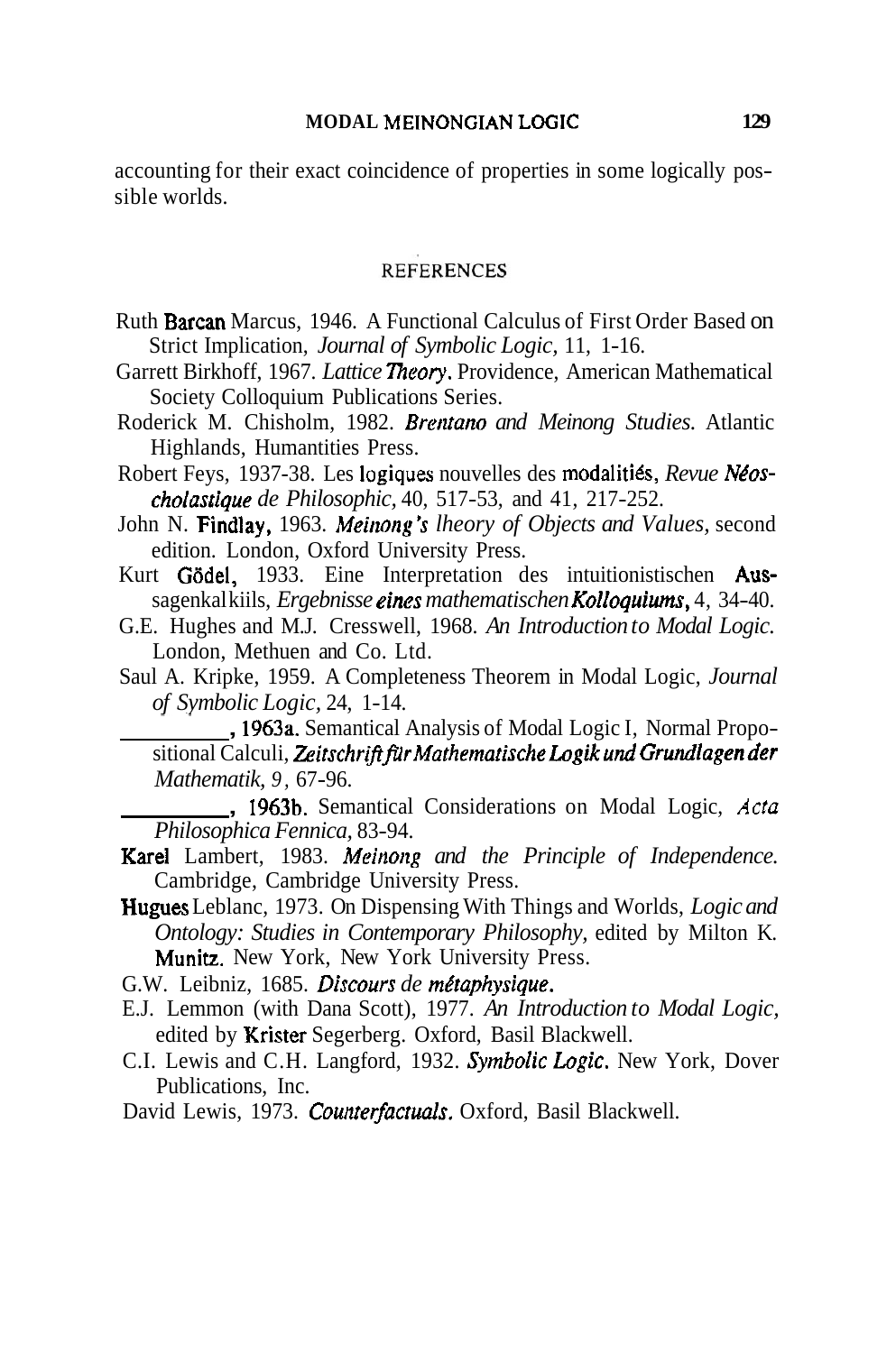accounting for their exact coincidence of properties in some logically possible worlds.

## REFERENCES

Ruth Barcan Marcus, 1946. A Functional Calculus of First Order Based on Strict Implication, *Journal of Symbolic Logic*, 11, 1-16.

Garrett Birkhoff, 1967. *Lattice Theory*. Providence, American Mathematical Society Colloquium Publications Series.

Roderick M. Chisholm, 1982. *Brentano and Meinong Studies*. Atlantic Highlands, Humantities Press.

Robert Feys, 1937-38. Les logiques nouvelles des modalitiés, *Revue Néoscholastique de Philosophic*, 40, 517-53, and 41, 217-252.

John N. Findlay, 1963. *Meinong's lheory of Objects and Values*, second edition. London, Oxford University Press.

Kurt Gödel, 1933. Eine Interpretation des intuitionistischen Aussagenkalkiils, *Ergebnisse eines mathematischen Kolloquiums*, 4, 34-40.

G.E. Hughes and M.J. Cresswell, 1968. *An Introduction to Modal Logic*. London, Methuen and Co. Ltd.

Saul A. Kripke, 1959. A Completeness Theorem in Modal Logic, *Journal of Symbolic Logic*, 24, 1-14.

__________, 1963a. Semantical Analysis of Modal Logic I, Normal Propositional Calculi, *Zeitschrift für Mathematische Logik und Grundlagen der Mathematik, 9*, 67-96.

__________, 1963b. Semantical Considerations on Modal Logic, *Acta Philosophica Fennica*, 83-94.

Karel Lambert, 1983. *Meinong and the Principle of Independence*. Cambridge, Cambridge University Press.

Hugues Leblanc, 1973. On Dispensing With Things and Worlds, *Logic and Ontology: Studies in Contemporary Philosophy*, edited by Milton K. Munitz. New York, New York University Press.

G.W. Leibniz, 1685. *Discours de métaphysique*.

E.J. Lemmon (with Dana Scott), 1977. *An Introduction to Modal Logic*, edited by Krister Segerberg. Oxford, Basil Blackwell.

C.I. Lewis and C.H. Langford, 1932. *Symbolic Logic*. New York, Dover Publications, Inc.

David Lewis, 1973. *Counterfactuals*. Oxford, Basil Blackwell.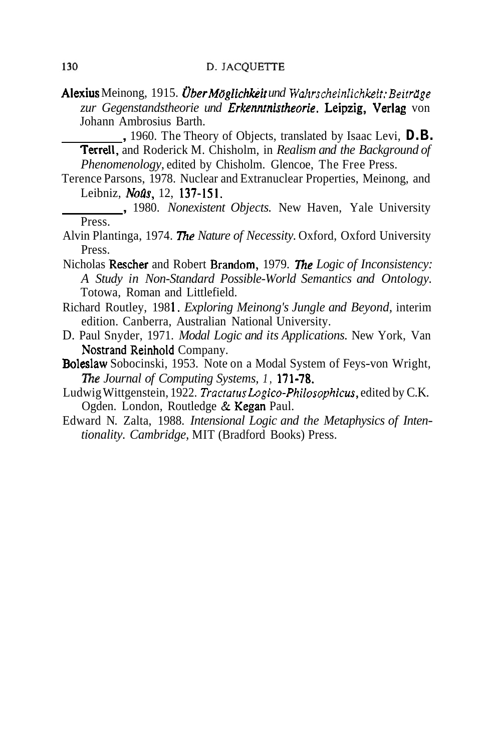Alexius Meinong, 1915. *Über Möglichkeit und Wahrscheinlichkeit: Beiträge zur Gegenstandstheorie und Erkenntnistheorie*. Leipzig, Verlag von Johann Ambrosius Barth.

__________, 1960. The Theory of Objects, translated by Isaac Levi, D.B. Terrell, and Roderick M. Chisholm, in *Realism and the Background of Phenomenology*, edited by Chisholm. Glencoe, The Free Press.

Terence Parsons, 1978. Nuclear and Extranuclear Properties, Meinong, and Leibniz, *Noûs*, 12, 137-151.

__________, 1980. *Nonexistent Objects*. New Haven, Yale University Press.

Alvin Plantinga, 1974. *The Nature of Necessity*. Oxford, Oxford University Press.

Nicholas Rescher and Robert Brandom, 1979. *The Logic of Inconsistency: A Study in Non-Standard Possible-World Semantics and Ontology*. Totowa, Roman and Littlefield.

Richard Routley, 1981. *Exploring Meinong's Jungle and Beyond*, interim edition. Canberra, Australian National University.

D. Paul Snyder, 1971. *Modal Logic and its Applications*. New York, Van Nostrand Reinhold Company.

Boleslaw Sobocinski, 1953. Note on a Modal System of Feys-von Wright, *The Journal of Computing Systems, 1*, 171-78.

Ludwig Wittgenstein, 1922. *Tractatus Logico-Philosophicus*, edited by C.K. Ogden. London, Routledge & Kegan Paul.

Edward N. Zalta, 1988. *Intensional Logic and the Metaphysics of Intentionality. Cambridge*, MIT (Bradford Books) Press.